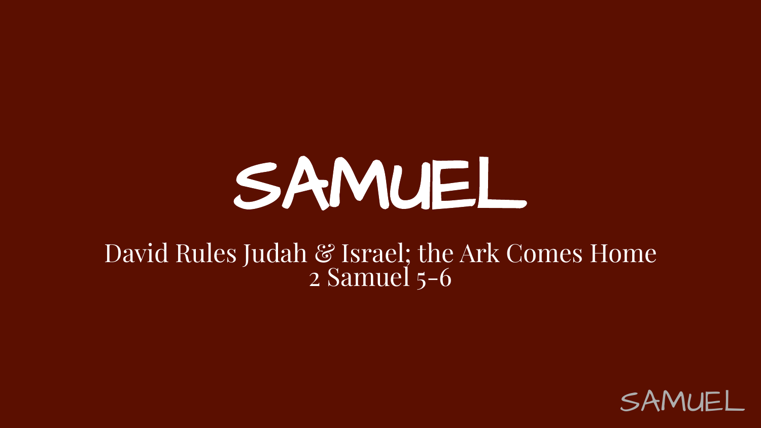# SAMUEL

David Rules Judah & Israel; the Ark Comes Home
2 Samuel 5-6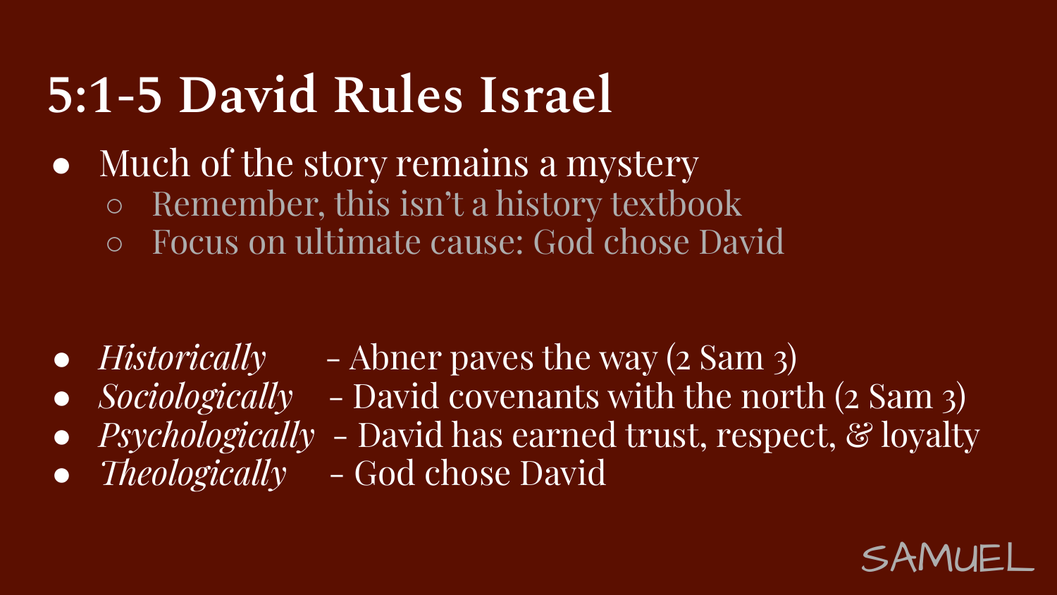# 5:1-5 David Rules Israel

- Much of the story remains a mystery
  - Remember, this isn't a history textbook
  - Focus on ultimate cause: God chose David

- *Historically* - Abner paves the way (2 Sam 3)
- *Sociologically* - David covenants with the north (2 Sam 3)
- *Psychologically* - David has earned trust, respect, & loyalty
- *Theologically* - God chose David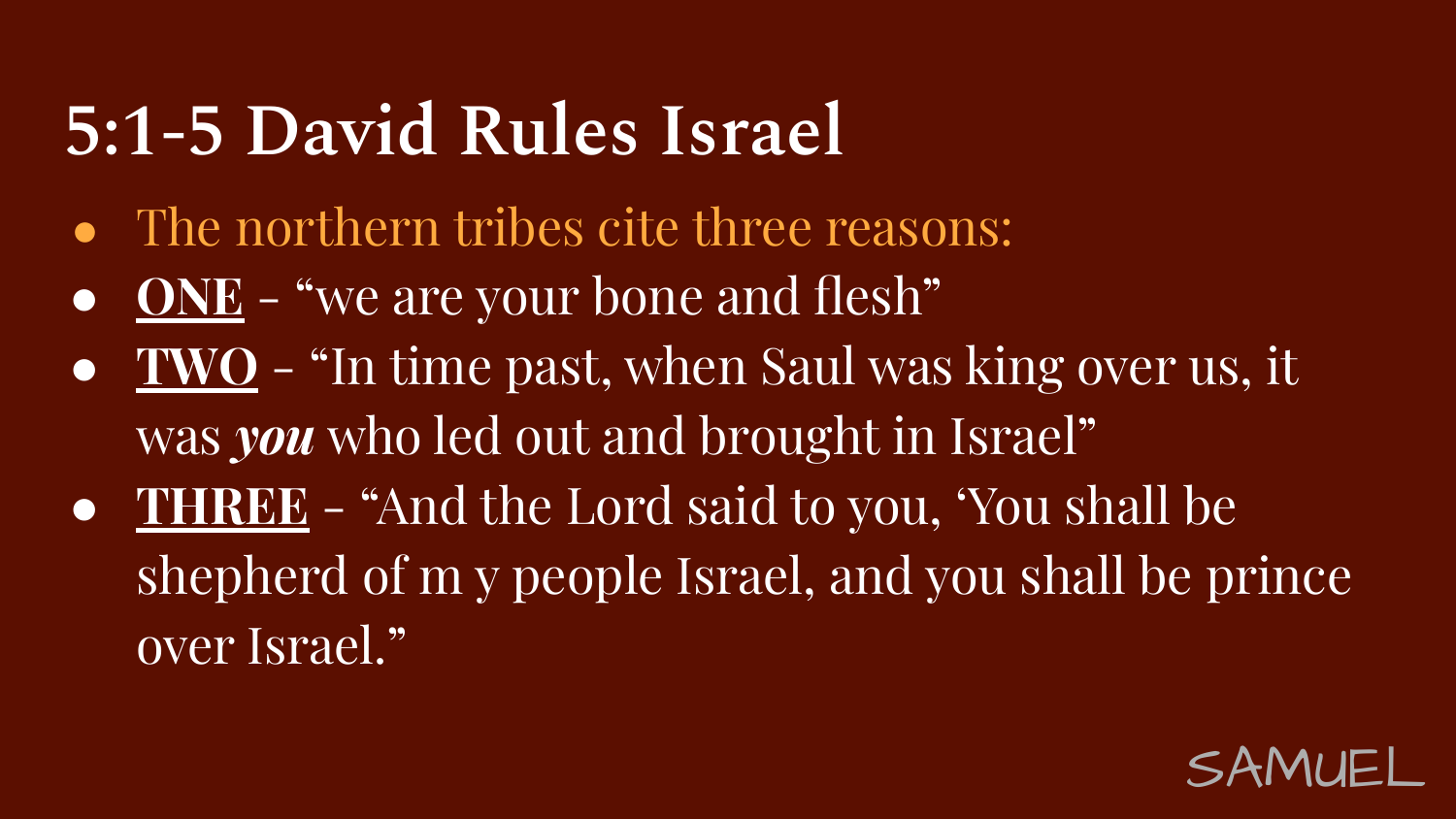# 5:1-5 David Rules Israel

- The northern tribes cite three reasons:
- **<u>ONE</u>** - “we are your bone and flesh”
- **<u>TWO</u>** - “In time past, when Saul was king over us, it was ***you*** who led out and brought in Israel”
- **<u>THREE</u>** - “And the Lord said to you, ‘You shall be shepherd of m y people Israel, and you shall be prince over Israel.”

SAMUEL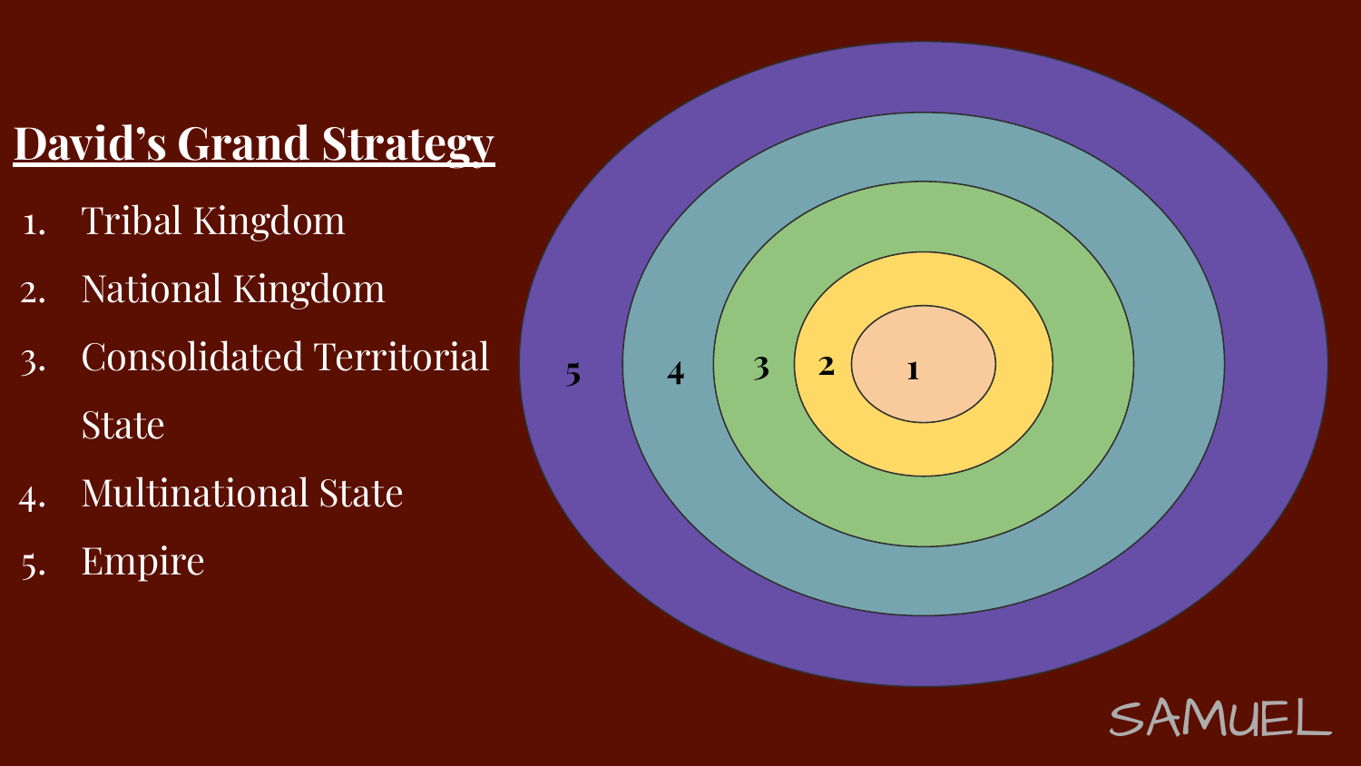# David's Grand Strategy

1. Tribal Kingdom
2. National Kingdom
3. Consolidated Territorial State
4. Multinational State
5. Empire

5 4 3 2 1

SAMUEL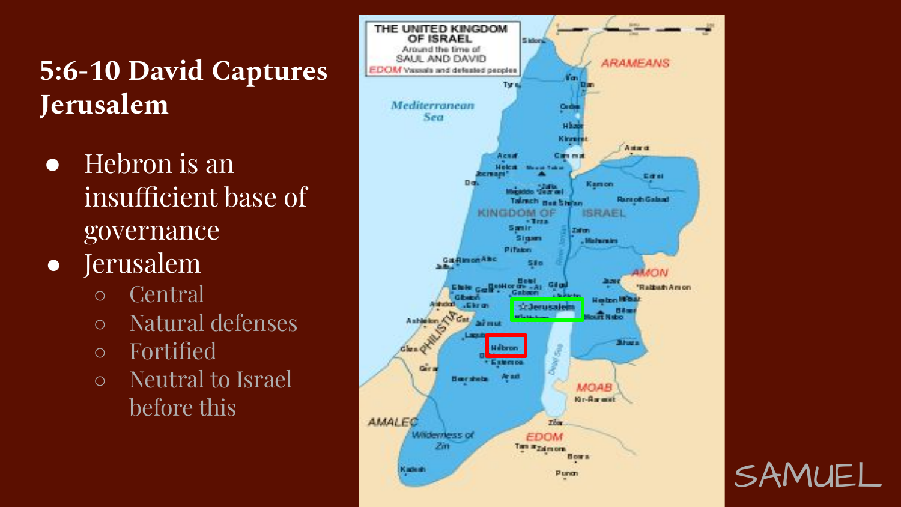## 5:6-10 David Captures Jerusalem

- Hebron is an insufficient base of governance
- Jerusalem
  - Central
  - Natural defenses
  - Fortified
  - Neutral to Israel before this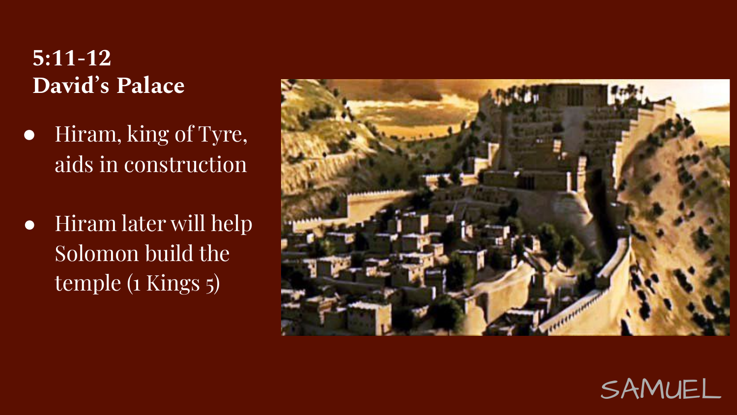## 5:11-12
## David's Palace

- Hiram, king of Tyre, aids in construction
- Hiram later will help Solomon build the temple (1 Kings 5)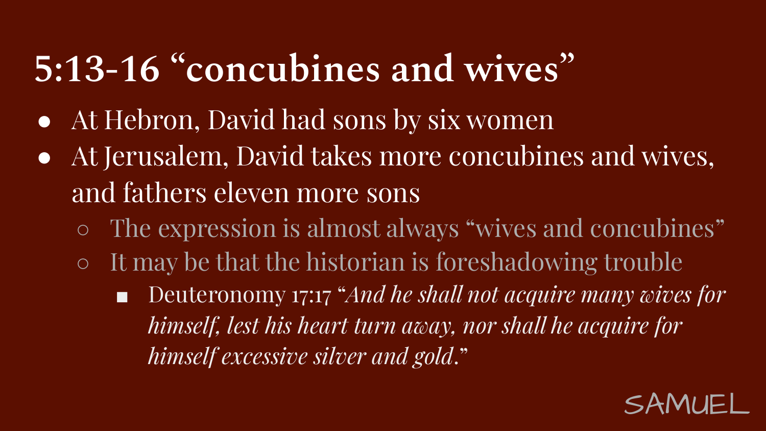# 5:13-16 “concubines and wives”

- At Hebron, David had sons by six women
- At Jerusalem, David takes more concubines and wives, and fathers eleven more sons
  - The expression is almost always “wives and concubines”
  - It may be that the historian is foreshadowing trouble
    - Deuteronomy 17:17 “*And he shall not acquire many wives for himself, lest his heart turn away, nor shall he acquire for himself excessive silver and gold.*”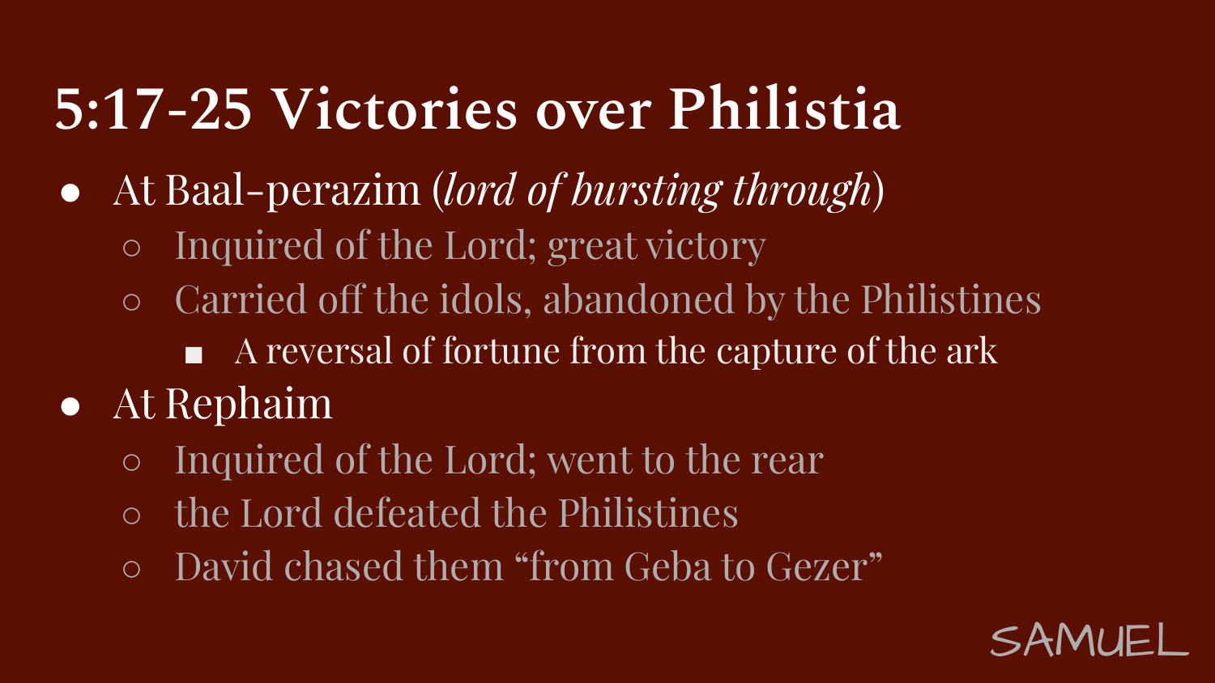# 5:17-25 Victories over Philistia

- At Baal-perazim (*lord of bursting through*)
  - Inquired of the Lord; great victory
  - Carried off the idols, abandoned by the Philistines
    - A reversal of fortune from the capture of the ark
- At Rephaim
  - Inquired of the Lord; went to the rear
  - the Lord defeated the Philistines
  - David chased them "from Geba to Gezer"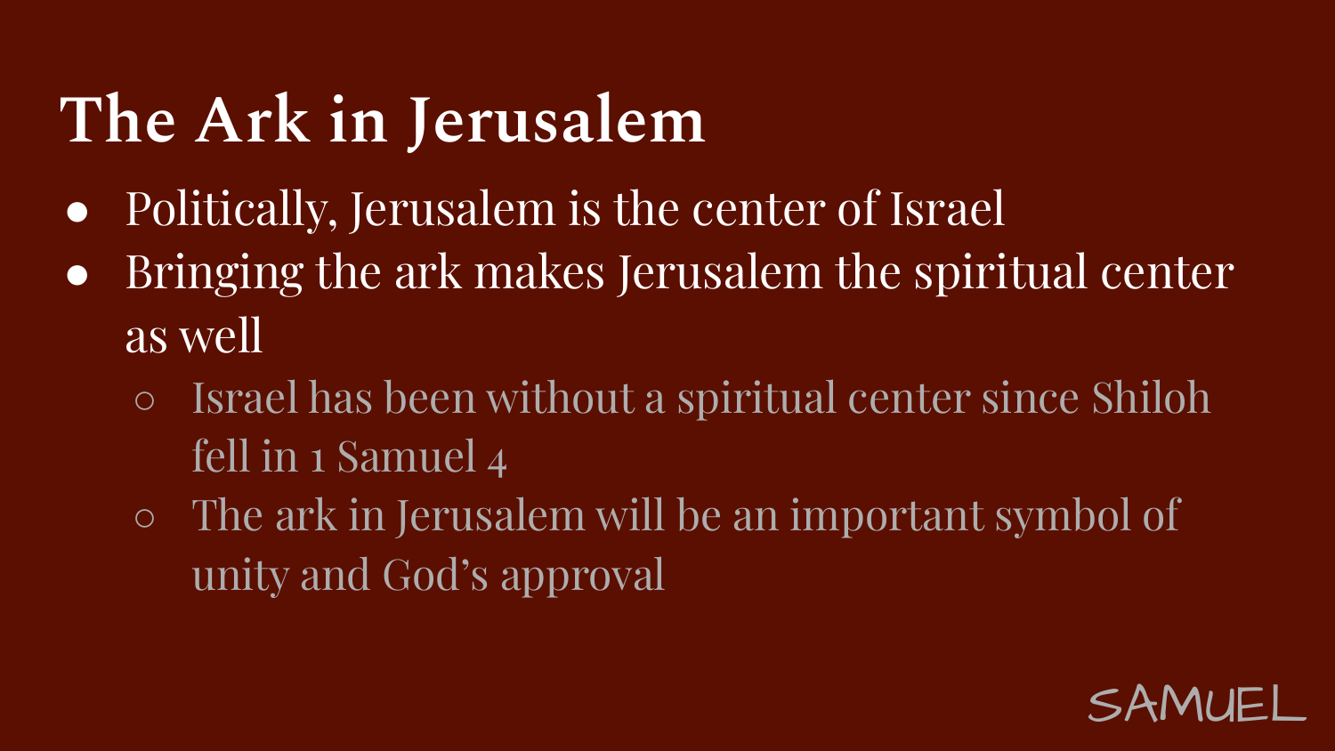# The Ark in Jerusalem

- Politically, Jerusalem is the center of Israel
- Bringing the ark makes Jerusalem the spiritual center as well
  - Israel has been without a spiritual center since Shiloh fell in 1 Samuel 4
  - The ark in Jerusalem will be an important symbol of unity and God's approval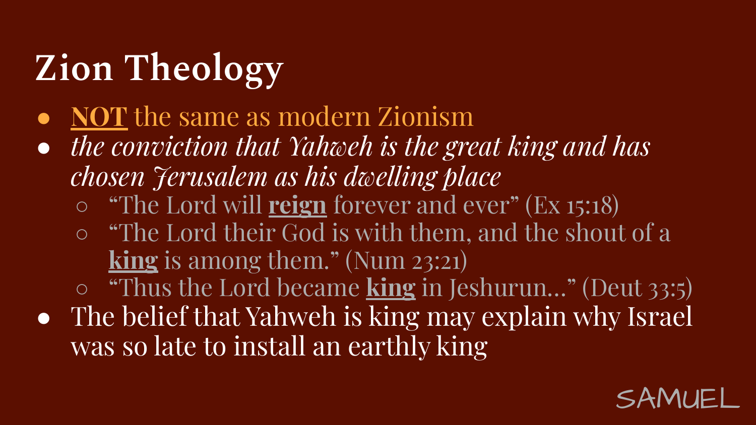# Zion Theology

- **NOT** the same as modern Zionism
- *the conviction that Yahweh is the great king and has chosen Jerusalem as his dwelling place*
  - "The Lord will **reign** forever and ever" (Ex 15:18)
  - "The Lord their God is with them, and the shout of a **king** is among them." (Num 23:21)
  - "Thus the Lord became **king** in Jeshurun…" (Deut 33:5)
- The belief that Yahweh is king may explain why Israel was so late to install an earthly king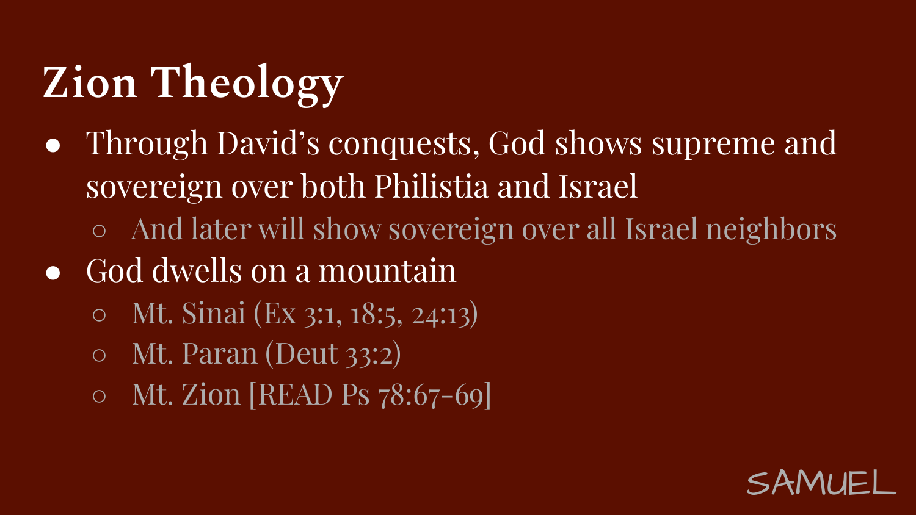# Zion Theology

- Through David's conquests, God shows supreme and sovereign over both Philistia and Israel
  - And later will show sovereign over all Israel neighbors
- God dwells on a mountain
  - Mt. Sinai (Ex 3:1, 18:5, 24:13)
  - Mt. Paran (Deut 33:2)
  - Mt. Zion [READ Ps 78:67-69]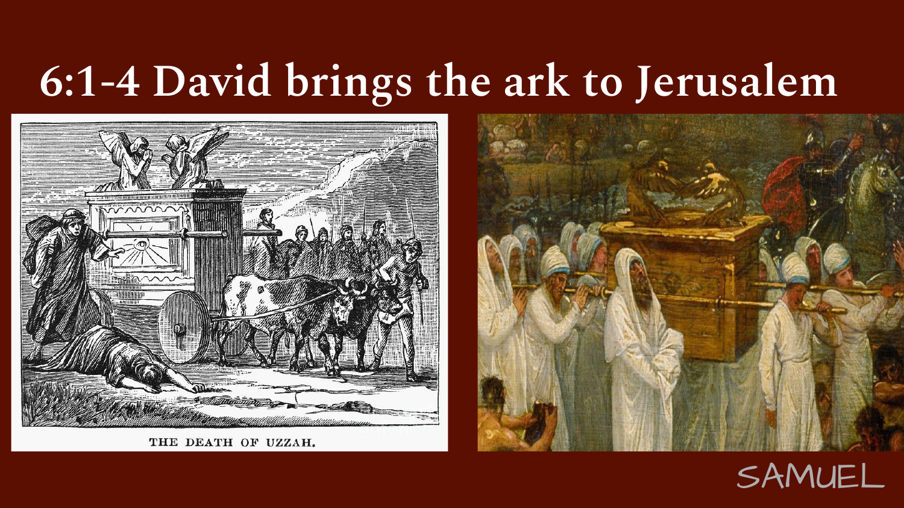# 6:1-4 David brings the ark to Jerusalem

THE DEATH OF UZZAH.

SAMUEL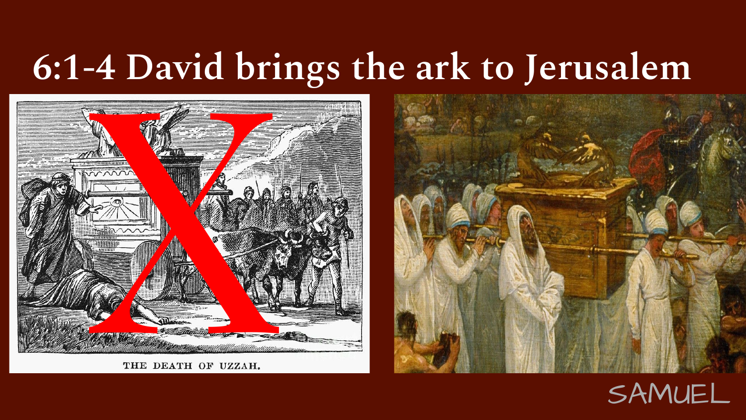# 6:1-4 David brings the ark to Jerusalem

THE DEATH OF UZZAH.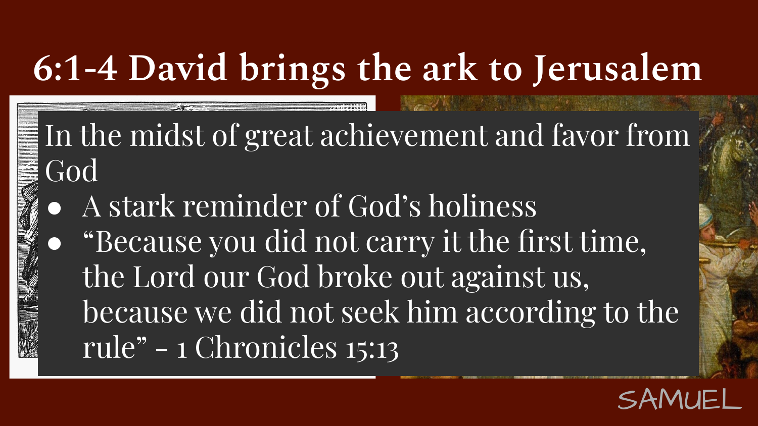# 6:1-4 David brings the ark to Jerusalem

In the midst of great achievement and favor from God

- A stark reminder of God's holiness
- "Because you did not carry it the first time, the Lord our God broke out against us, because we did not seek him according to the rule" - 1 Chronicles 15:13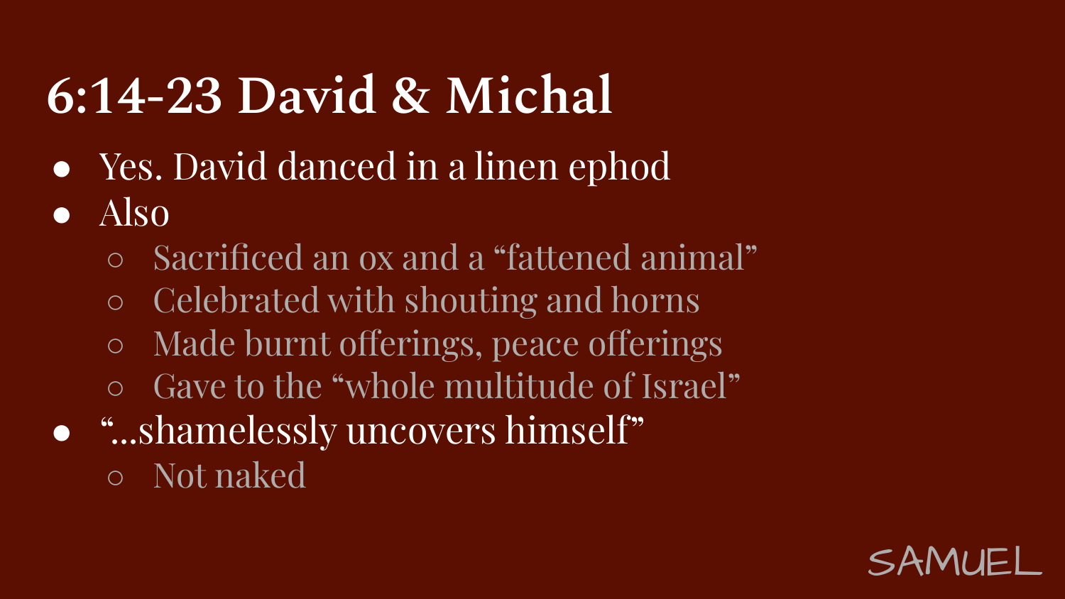# 6:14-23 David & Michal

- Yes. David danced in a linen ephod
- Also
  - Sacrificed an ox and a "fattened animal"
  - Celebrated with shouting and horns
  - Made burnt offerings, peace offerings
  - Gave to the "whole multitude of Israel"
- "...shamelessly uncovers himself"
  - Not naked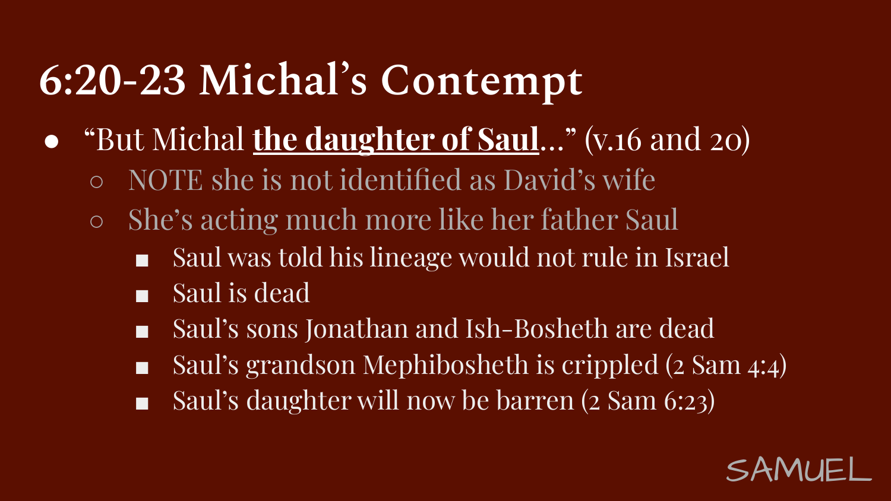# 6:20-23 Michal's Contempt

- "But Michal **<u>the daughter of Saul</u>**…" (v.16 and 20)
  - NOTE she is not identified as David's wife
  - She's acting much more like her father Saul
    - Saul was told his lineage would not rule in Israel
    - Saul is dead
    - Saul's sons Jonathan and Ish-Bosheth are dead
    - Saul's grandson Mephibosheth is crippled (2 Sam 4:4)
    - Saul's daughter will now be barren (2 Sam 6:23)